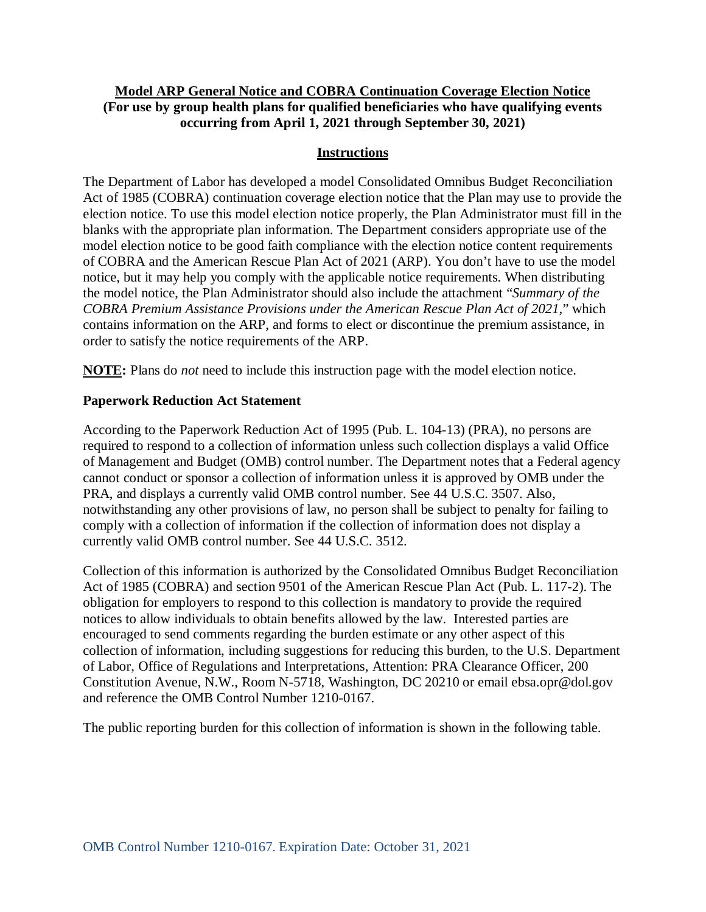**Model ARP General Notice and COBRA Continuation Coverage Election Notice**
**(For use by group health plans for qualified beneficiaries who have qualifying events occurring from April 1, 2021 through September 30, 2021)**

## Instructions

The Department of Labor has developed a model Consolidated Omnibus Budget Reconciliation Act of 1985 (COBRA) continuation coverage election notice that the Plan may use to provide the election notice. To use this model election notice properly, the Plan Administrator must fill in the blanks with the appropriate plan information. The Department considers appropriate use of the model election notice to be good faith compliance with the election notice content requirements of COBRA and the American Rescue Plan Act of 2021 (ARP). You don't have to use the model notice, but it may help you comply with the applicable notice requirements. When distributing the model notice, the Plan Administrator should also include the attachment "*Summary of the COBRA Premium Assistance Provisions under the American Rescue Plan Act of 2021*," which contains information on the ARP, and forms to elect or discontinue the premium assistance, in order to satisfy the notice requirements of the ARP.

**NOTE:** Plans do *not* need to include this instruction page with the model election notice.

### Paperwork Reduction Act Statement

According to the Paperwork Reduction Act of 1995 (Pub. L. 104-13) (PRA), no persons are required to respond to a collection of information unless such collection displays a valid Office of Management and Budget (OMB) control number. The Department notes that a Federal agency cannot conduct or sponsor a collection of information unless it is approved by OMB under the PRA, and displays a currently valid OMB control number. See 44 U.S.C. 3507. Also, notwithstanding any other provisions of law, no person shall be subject to penalty for failing to comply with a collection of information if the collection of information does not display a currently valid OMB control number. See 44 U.S.C. 3512.

Collection of this information is authorized by the Consolidated Omnibus Budget Reconciliation Act of 1985 (COBRA) and section 9501 of the American Rescue Plan Act (Pub. L. 117-2). The obligation for employers to respond to this collection is mandatory to provide the required notices to allow individuals to obtain benefits allowed by the law. Interested parties are encouraged to send comments regarding the burden estimate or any other aspect of this collection of information, including suggestions for reducing this burden, to the U.S. Department of Labor, Office of Regulations and Interpretations, Attention: PRA Clearance Officer, 200 Constitution Avenue, N.W., Room N-5718, Washington, DC 20210 or email ebsa.opr@dol.gov and reference the OMB Control Number 1210-0167.

The public reporting burden for this collection of information is shown in the following table.

OMB Control Number 1210-0167. Expiration Date: October 31, 2021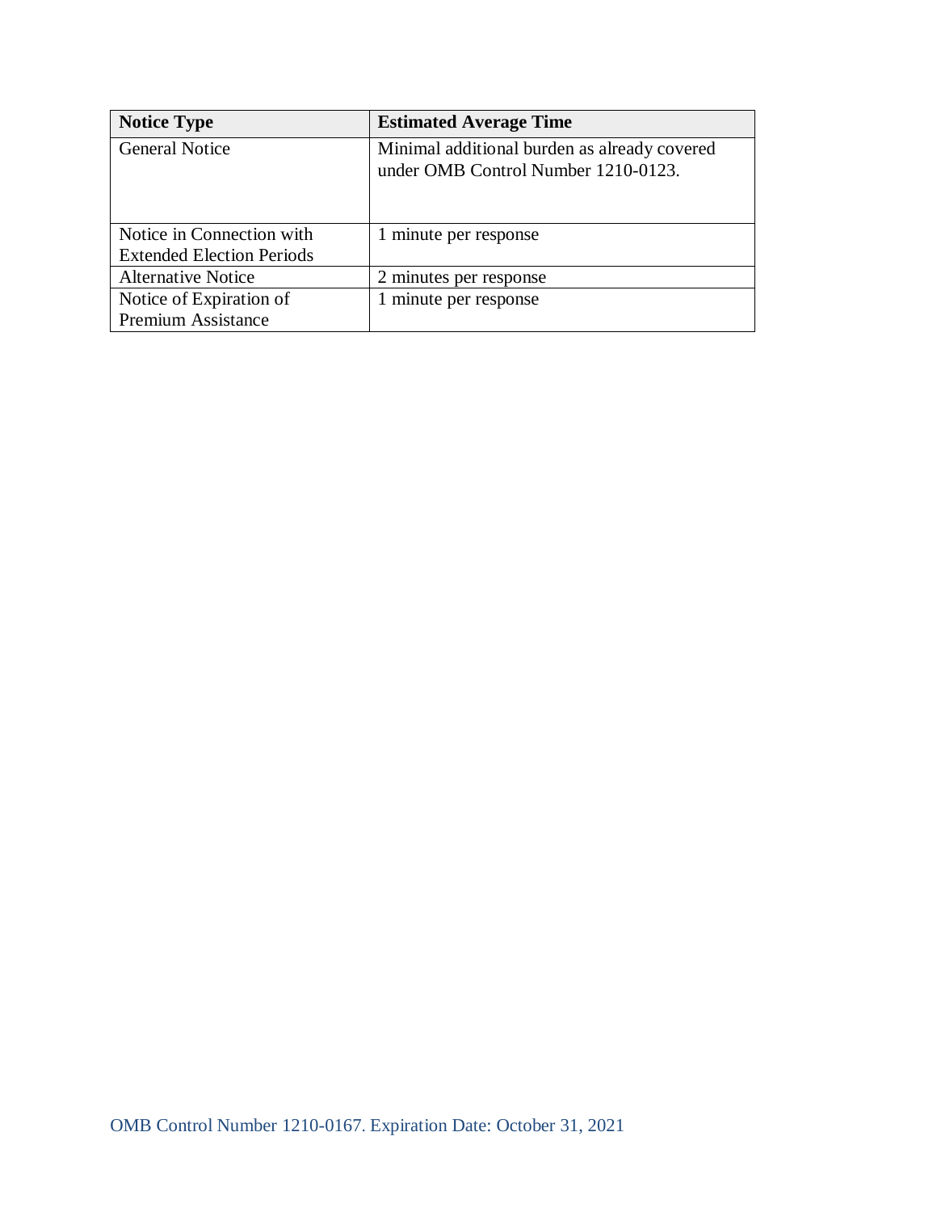| Notice Type | Estimated Average Time |
|---|---|
| General Notice | Minimal additional burden as already covered under OMB Control Number 1210-0123. |
| Notice in Connection with Extended Election Periods | 1 minute per response |
| Alternative Notice | 2 minutes per response |
| Notice of Expiration of Premium Assistance | 1 minute per response |

OMB Control Number 1210-0167. Expiration Date: October 31, 2021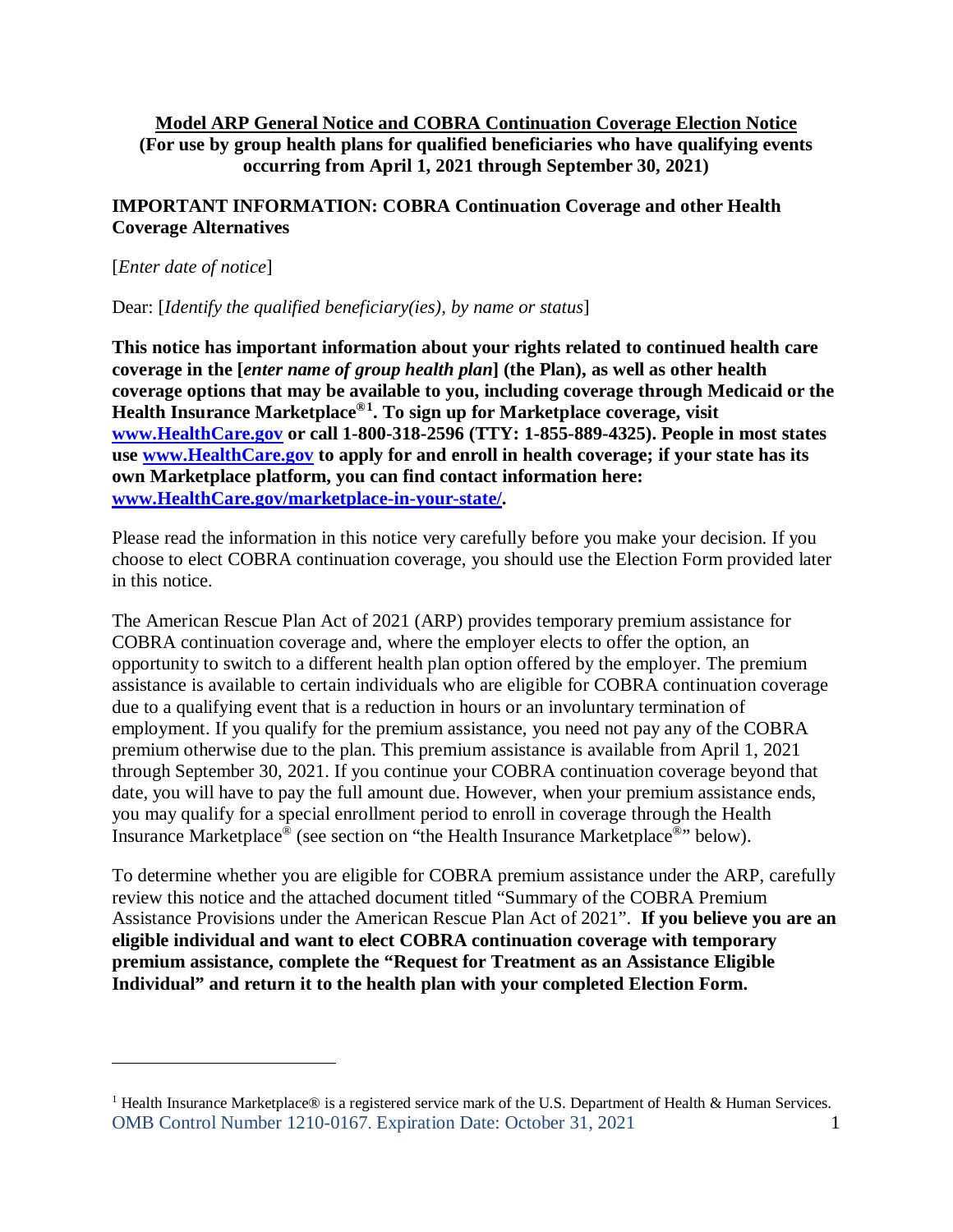**Model ARP General Notice and COBRA Continuation Coverage Election Notice**
**(For use by group health plans for qualified beneficiaries who have qualifying events occurring from April 1, 2021 through September 30, 2021)**

## IMPORTANT INFORMATION: COBRA Continuation Coverage and other Health Coverage Alternatives

[*Enter date of notice*]

Dear: [*Identify the qualified beneficiary(ies), by name or status*]

**This notice has important information about your rights related to continued health care coverage in the [*enter name of group health plan*] (the Plan), as well as other health coverage options that may be available to you, including coverage through Medicaid or the Health Insurance Marketplace®[1]. To sign up for Marketplace coverage, visit [www.HealthCare.gov](http://www.HealthCare.gov) or call 1-800-318-2596 (TTY: 1-855-889-4325). People in most states use [www.HealthCare.gov](http://www.HealthCare.gov) to apply for and enroll in health coverage; if your state has its own Marketplace platform, you can find contact information here: [www.HealthCare.gov/marketplace-in-your-state/](http://www.HealthCare.gov/marketplace-in-your-state/).**

Please read the information in this notice very carefully before you make your decision. If you choose to elect COBRA continuation coverage, you should use the Election Form provided later in this notice.

The American Rescue Plan Act of 2021 (ARP) provides temporary premium assistance for COBRA continuation coverage and, where the employer elects to offer the option, an opportunity to switch to a different health plan option offered by the employer. The premium assistance is available to certain individuals who are eligible for COBRA continuation coverage due to a qualifying event that is a reduction in hours or an involuntary termination of employment. If you qualify for the premium assistance, you need not pay any of the COBRA premium otherwise due to the plan. This premium assistance is available from April 1, 2021 through September 30, 2021. If you continue your COBRA continuation coverage beyond that date, you will have to pay the full amount due. However, when your premium assistance ends, you may qualify for a special enrollment period to enroll in coverage through the Health Insurance Marketplace® (see section on "the Health Insurance Marketplace®" below).

To determine whether you are eligible for COBRA premium assistance under the ARP, carefully review this notice and the attached document titled "Summary of the COBRA Premium Assistance Provisions under the American Rescue Plan Act of 2021". **If you believe you are an eligible individual and want to elect COBRA continuation coverage with temporary premium assistance, complete the "Request for Treatment as an Assistance Eligible Individual" and return it to the health plan with your completed Election Form.**

---

[1] Health Insurance Marketplace® is a registered service mark of the U.S. Department of Health & Human Services.

OMB Control Number 1210-0167. Expiration Date: October 31, 2021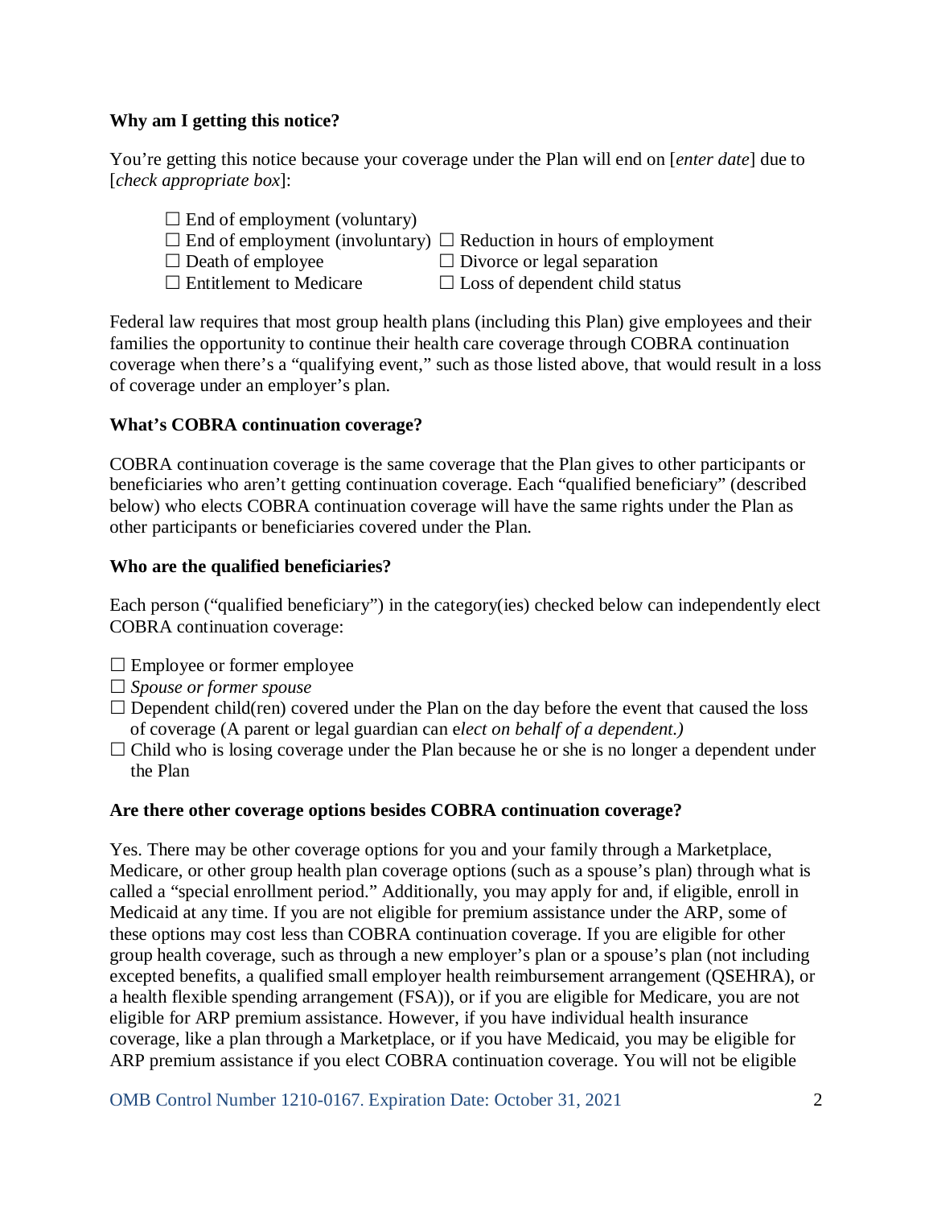**Why am I getting this notice?**

You're getting this notice because your coverage under the Plan will end on [*enter date*] due to [*check appropriate box*]:

☐ End of employment (voluntary)
☐ End of employment (involuntary) ☐ Reduction in hours of employment
☐ Death of employee ☐ Divorce or legal separation
☐ Entitlement to Medicare ☐ Loss of dependent child status

Federal law requires that most group health plans (including this Plan) give employees and their families the opportunity to continue their health care coverage through COBRA continuation coverage when there's a "qualifying event," such as those listed above, that would result in a loss of coverage under an employer's plan.

**What's COBRA continuation coverage?**

COBRA continuation coverage is the same coverage that the Plan gives to other participants or beneficiaries who aren't getting continuation coverage. Each "qualified beneficiary" (described below) who elects COBRA continuation coverage will have the same rights under the Plan as other participants or beneficiaries covered under the Plan.

**Who are the qualified beneficiaries?**

Each person ("qualified beneficiary") in the category(ies) checked below can independently elect COBRA continuation coverage:

☐ Employee or former employee
☐ *Spouse or former spouse*
☐ Dependent child(ren) covered under the Plan on the day before the event that caused the loss of coverage (A parent or legal guardian can e*lect on behalf of a dependent.)*
☐ Child who is losing coverage under the Plan because he or she is no longer a dependent under the Plan

**Are there other coverage options besides COBRA continuation coverage?**

Yes. There may be other coverage options for you and your family through a Marketplace, Medicare, or other group health plan coverage options (such as a spouse's plan) through what is called a "special enrollment period." Additionally, you may apply for and, if eligible, enroll in Medicaid at any time. If you are not eligible for premium assistance under the ARP, some of these options may cost less than COBRA continuation coverage. If you are eligible for other group health coverage, such as through a new employer's plan or a spouse's plan (not including excepted benefits, a qualified small employer health reimbursement arrangement (QSEHRA), or a health flexible spending arrangement (FSA)), or if you are eligible for Medicare, you are not eligible for ARP premium assistance. However, if you have individual health insurance coverage, like a plan through a Marketplace, or if you have Medicaid, you may be eligible for ARP premium assistance if you elect COBRA continuation coverage. You will not be eligible

OMB Control Number 1210-0167. Expiration Date: October 31, 2021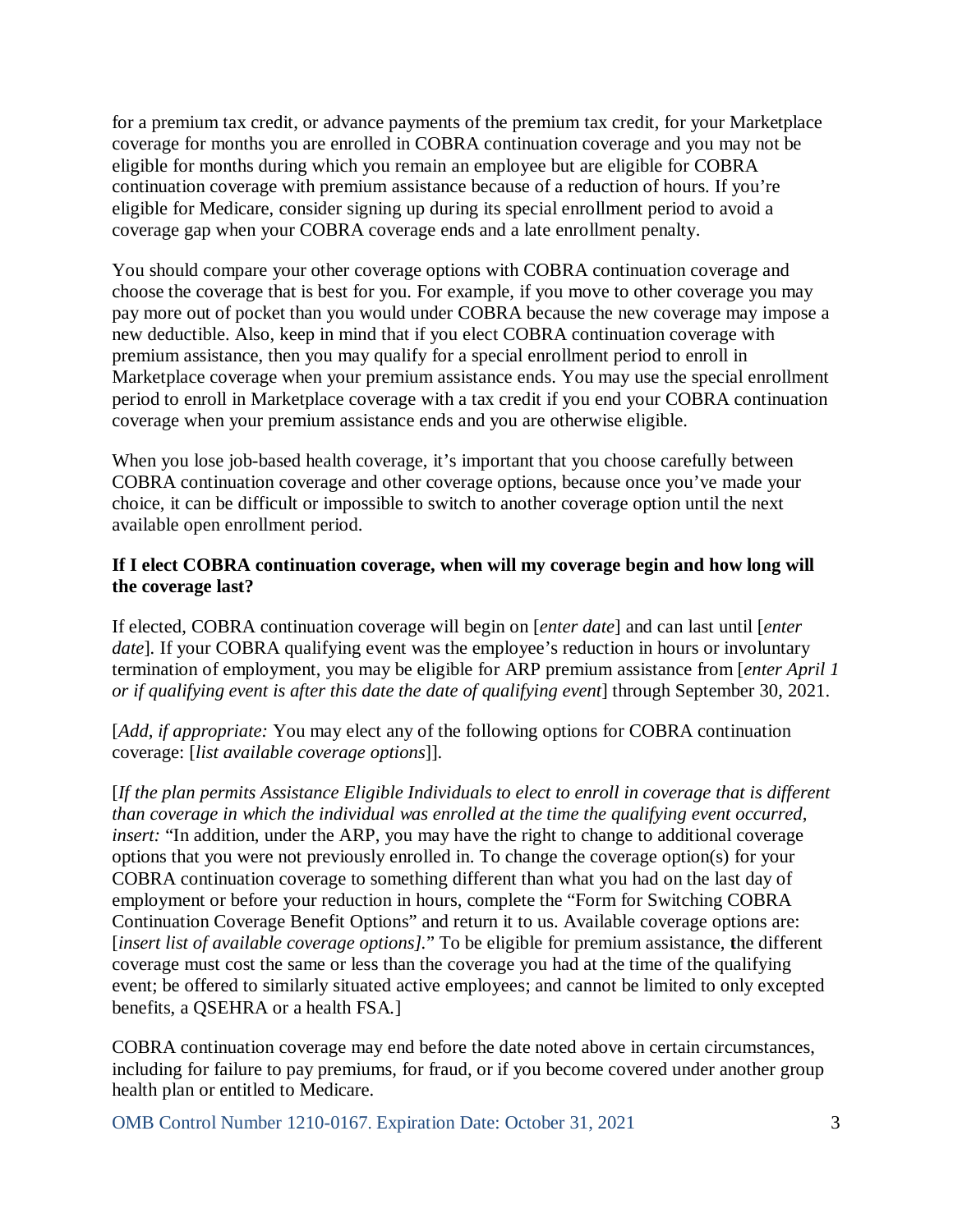for a premium tax credit, or advance payments of the premium tax credit, for your Marketplace coverage for months you are enrolled in COBRA continuation coverage and you may not be eligible for months during which you remain an employee but are eligible for COBRA continuation coverage with premium assistance because of a reduction of hours. If you're eligible for Medicare, consider signing up during its special enrollment period to avoid a coverage gap when your COBRA coverage ends and a late enrollment penalty.

You should compare your other coverage options with COBRA continuation coverage and choose the coverage that is best for you. For example, if you move to other coverage you may pay more out of pocket than you would under COBRA because the new coverage may impose a new deductible. Also, keep in mind that if you elect COBRA continuation coverage with premium assistance, then you may qualify for a special enrollment period to enroll in Marketplace coverage when your premium assistance ends. You may use the special enrollment period to enroll in Marketplace coverage with a tax credit if you end your COBRA continuation coverage when your premium assistance ends and you are otherwise eligible.

When you lose job-based health coverage, it's important that you choose carefully between COBRA continuation coverage and other coverage options, because once you've made your choice, it can be difficult or impossible to switch to another coverage option until the next available open enrollment period.

**If I elect COBRA continuation coverage, when will my coverage begin and how long will the coverage last?**

If elected, COBRA continuation coverage will begin on [*enter date*] and can last until [*enter date*]. If your COBRA qualifying event was the employee's reduction in hours or involuntary termination of employment, you may be eligible for ARP premium assistance from [*enter April 1 or if qualifying event is after this date the date of qualifying event*] through September 30, 2021.

[*Add, if appropriate:* You may elect any of the following options for COBRA continuation coverage: [*list available coverage options*]].

[*If the plan permits Assistance Eligible Individuals to elect to enroll in coverage that is different than coverage in which the individual was enrolled at the time the qualifying event occurred, insert:* "In addition, under the ARP, you may have the right to change to additional coverage options that you were not previously enrolled in. To change the coverage option(s) for your COBRA continuation coverage to something different than what you had on the last day of employment or before your reduction in hours, complete the "Form for Switching COBRA Continuation Coverage Benefit Options" and return it to us. Available coverage options are: [*insert list of available coverage options]*." To be eligible for premium assistance, the different coverage must cost the same or less than the coverage you had at the time of the qualifying event; be offered to similarly situated active employees; and cannot be limited to only excepted benefits, a QSEHRA or a health FSA.]

COBRA continuation coverage may end before the date noted above in certain circumstances, including for failure to pay premiums, for fraud, or if you become covered under another group health plan or entitled to Medicare.

OMB Control Number 1210-0167. Expiration Date: October 31, 2021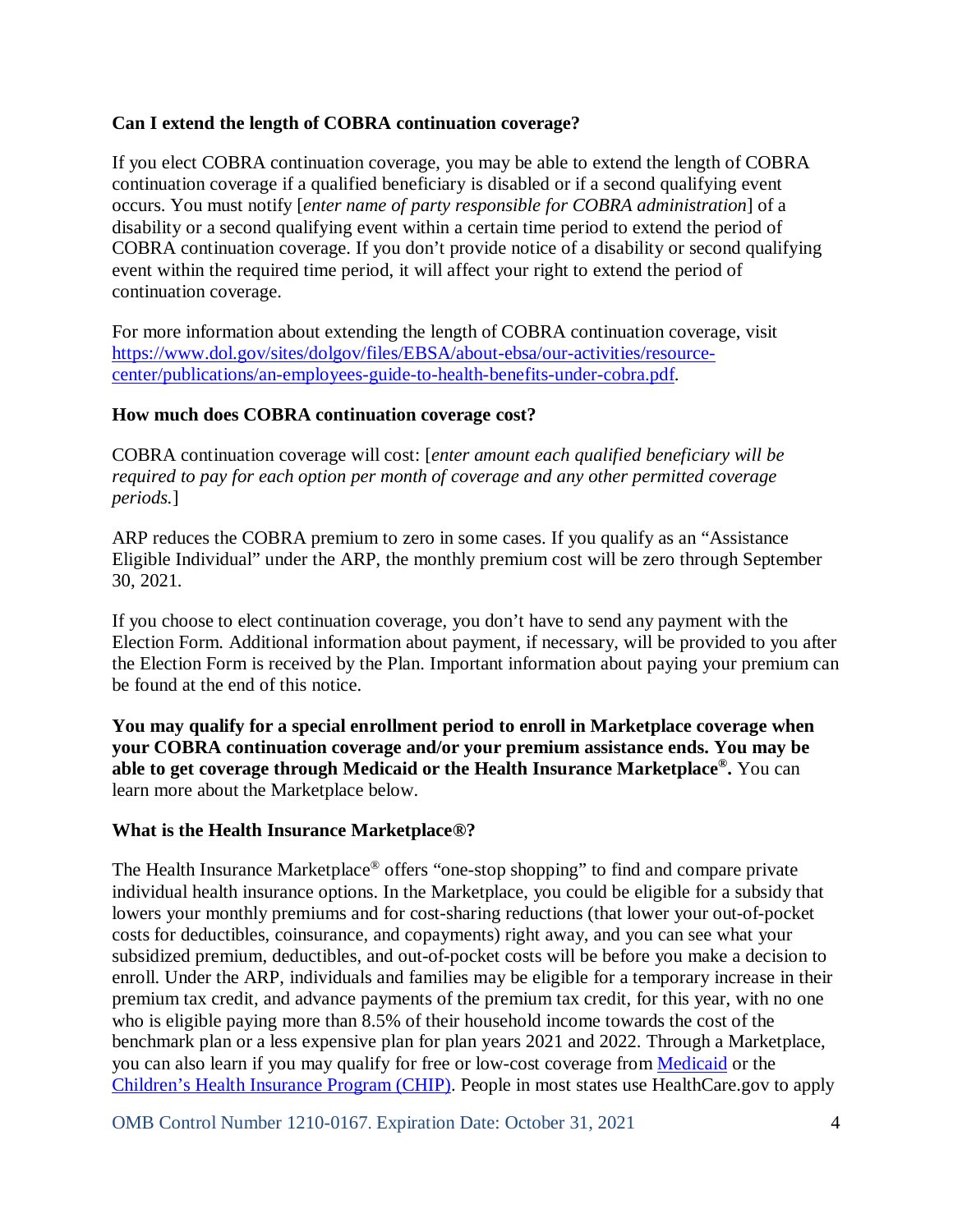**Can I extend the length of COBRA continuation coverage?**

If you elect COBRA continuation coverage, you may be able to extend the length of COBRA continuation coverage if a qualified beneficiary is disabled or if a second qualifying event occurs. You must notify [*enter name of party responsible for COBRA administration*] of a disability or a second qualifying event within a certain time period to extend the period of COBRA continuation coverage. If you don't provide notice of a disability or second qualifying event within the required time period, it will affect your right to extend the period of continuation coverage.

For more information about extending the length of COBRA continuation coverage, visit [https://www.dol.gov/sites/dolgov/files/EBSA/about-ebsa/our-activities/resource-center/publications/an-employees-guide-to-health-benefits-under-cobra.pdf](https://www.dol.gov/sites/dolgov/files/EBSA/about-ebsa/our-activities/resource-center/publications/an-employees-guide-to-health-benefits-under-cobra.pdf).

**How much does COBRA continuation coverage cost?**

COBRA continuation coverage will cost: [*enter amount each qualified beneficiary will be required to pay for each option per month of coverage and any other permitted coverage periods.*]

ARP reduces the COBRA premium to zero in some cases. If you qualify as an "Assistance Eligible Individual" under the ARP, the monthly premium cost will be zero through September 30, 2021.

If you choose to elect continuation coverage, you don't have to send any payment with the Election Form. Additional information about payment, if necessary, will be provided to you after the Election Form is received by the Plan. Important information about paying your premium can be found at the end of this notice.

**You may qualify for a special enrollment period to enroll in Marketplace coverage when your COBRA continuation coverage and/or your premium assistance ends. You may be able to get coverage through Medicaid or the Health Insurance Marketplace®.** You can learn more about the Marketplace below.

**What is the Health Insurance Marketplace®?**

The Health Insurance Marketplace® offers "one-stop shopping" to find and compare private individual health insurance options. In the Marketplace, you could be eligible for a subsidy that lowers your monthly premiums and for cost-sharing reductions (that lower your out-of-pocket costs for deductibles, coinsurance, and copayments) right away, and you can see what your subsidized premium, deductibles, and out-of-pocket costs will be before you make a decision to enroll. Under the ARP, individuals and families may be eligible for a temporary increase in their premium tax credit, and advance payments of the premium tax credit, for this year, with no one who is eligible paying more than 8.5% of their household income towards the cost of the benchmark plan or a less expensive plan for plan years 2021 and 2022. Through a Marketplace, you can also learn if you may qualify for free or low-cost coverage from Medicaid or the Children's Health Insurance Program (CHIP). People in most states use HealthCare.gov to apply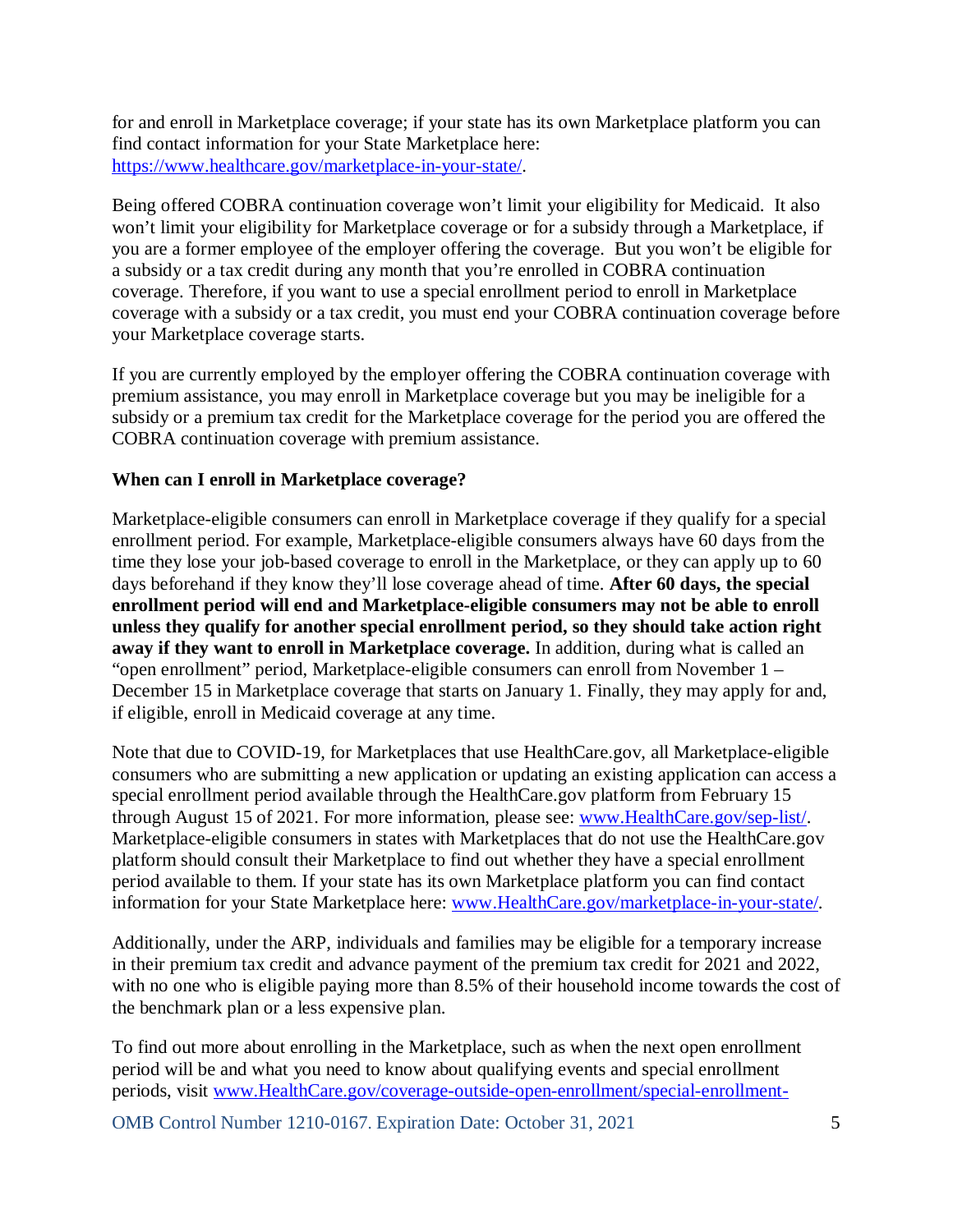for and enroll in Marketplace coverage; if your state has its own Marketplace platform you can find contact information for your State Marketplace here: https://www.healthcare.gov/marketplace-in-your-state/.

Being offered COBRA continuation coverage won't limit your eligibility for Medicaid. It also won't limit your eligibility for Marketplace coverage or for a subsidy through a Marketplace, if you are a former employee of the employer offering the coverage. But you won't be eligible for a subsidy or a tax credit during any month that you're enrolled in COBRA continuation coverage. Therefore, if you want to use a special enrollment period to enroll in Marketplace coverage with a subsidy or a tax credit, you must end your COBRA continuation coverage before your Marketplace coverage starts.

If you are currently employed by the employer offering the COBRA continuation coverage with premium assistance, you may enroll in Marketplace coverage but you may be ineligible for a subsidy or a premium tax credit for the Marketplace coverage for the period you are offered the COBRA continuation coverage with premium assistance.

**When can I enroll in Marketplace coverage?**

Marketplace-eligible consumers can enroll in Marketplace coverage if they qualify for a special enrollment period. For example, Marketplace-eligible consumers always have 60 days from the time they lose your job-based coverage to enroll in the Marketplace, or they can apply up to 60 days beforehand if they know they'll lose coverage ahead of time. **After 60 days, the special enrollment period will end and Marketplace-eligible consumers may not be able to enroll unless they qualify for another special enrollment period, so they should take action right away if they want to enroll in Marketplace coverage.** In addition, during what is called an "open enrollment" period, Marketplace-eligible consumers can enroll from November 1 – December 15 in Marketplace coverage that starts on January 1. Finally, they may apply for and, if eligible, enroll in Medicaid coverage at any time.

Note that due to COVID-19, for Marketplaces that use HealthCare.gov, all Marketplace-eligible consumers who are submitting a new application or updating an existing application can access a special enrollment period available through the HealthCare.gov platform from February 15 through August 15 of 2021. For more information, please see: www.HealthCare.gov/sep-list/. Marketplace-eligible consumers in states with Marketplaces that do not use the HealthCare.gov platform should consult their Marketplace to find out whether they have a special enrollment period available to them. If your state has its own Marketplace platform you can find contact information for your State Marketplace here: www.HealthCare.gov/marketplace-in-your-state/.

Additionally, under the ARP, individuals and families may be eligible for a temporary increase in their premium tax credit and advance payment of the premium tax credit for 2021 and 2022, with no one who is eligible paying more than 8.5% of their household income towards the cost of the benchmark plan or a less expensive plan.

To find out more about enrolling in the Marketplace, such as when the next open enrollment period will be and what you need to know about qualifying events and special enrollment periods, visit www.HealthCare.gov/coverage-outside-open-enrollment/special-enrollment-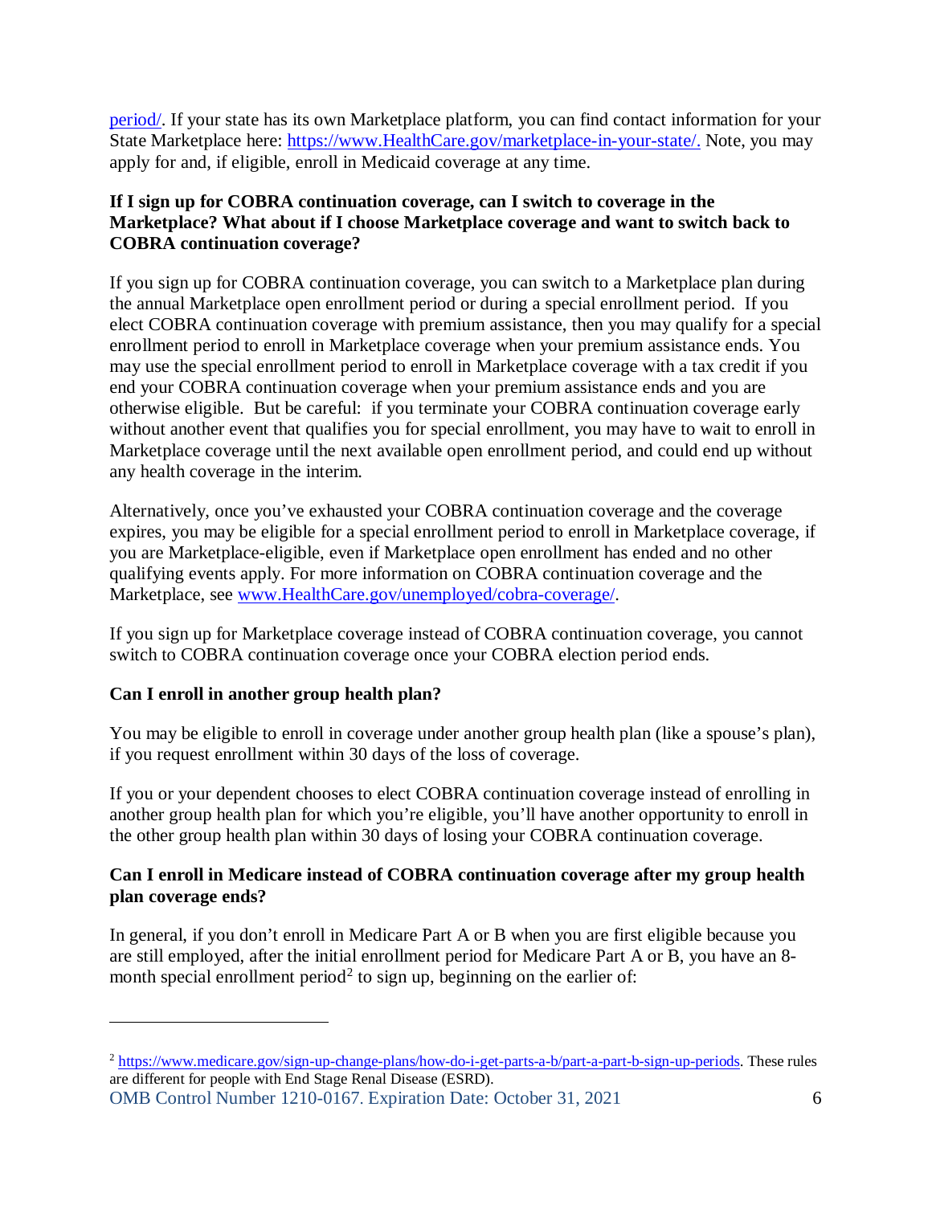[period/](https://www.HealthCare.gov/coverage-outside-open-enrollment/special-enrollment-period/). If your state has its own Marketplace platform, you can find contact information for your State Marketplace here: [https://www.HealthCare.gov/marketplace-in-your-state/.](https://www.HealthCare.gov/marketplace-in-your-state/) Note, you may apply for and, if eligible, enroll in Medicaid coverage at any time.

**If I sign up for COBRA continuation coverage, can I switch to coverage in the Marketplace? What about if I choose Marketplace coverage and want to switch back to COBRA continuation coverage?**

If you sign up for COBRA continuation coverage, you can switch to a Marketplace plan during the annual Marketplace open enrollment period or during a special enrollment period. If you elect COBRA continuation coverage with premium assistance, then you may qualify for a special enrollment period to enroll in Marketplace coverage when your premium assistance ends. You may use the special enrollment period to enroll in Marketplace coverage with a tax credit if you end your COBRA continuation coverage when your premium assistance ends and you are otherwise eligible. But be careful: if you terminate your COBRA continuation coverage early without another event that qualifies you for special enrollment, you may have to wait to enroll in Marketplace coverage until the next available open enrollment period, and could end up without any health coverage in the interim.

Alternatively, once you've exhausted your COBRA continuation coverage and the coverage expires, you may be eligible for a special enrollment period to enroll in Marketplace coverage, if you are Marketplace-eligible, even if Marketplace open enrollment has ended and no other qualifying events apply. For more information on COBRA continuation coverage and the Marketplace, see [www.HealthCare.gov/unemployed/cobra-coverage/](https://www.HealthCare.gov/unemployed/cobra-coverage/).

If you sign up for Marketplace coverage instead of COBRA continuation coverage, you cannot switch to COBRA continuation coverage once your COBRA election period ends.

**Can I enroll in another group health plan?**

You may be eligible to enroll in coverage under another group health plan (like a spouse's plan), if you request enrollment within 30 days of the loss of coverage.

If you or your dependent chooses to elect COBRA continuation coverage instead of enrolling in another group health plan for which you're eligible, you'll have another opportunity to enroll in the other group health plan within 30 days of losing your COBRA continuation coverage.

**Can I enroll in Medicare instead of COBRA continuation coverage after my group health plan coverage ends?**

In general, if you don't enroll in Medicare Part A or B when you are first eligible because you are still employed, after the initial enrollment period for Medicare Part A or B, you have an 8-month special enrollment period[2] to sign up, beginning on the earlier of:

---

[2] [https://www.medicare.gov/sign-up-change-plans/how-do-i-get-parts-a-b/part-a-part-b-sign-up-periods](https://www.medicare.gov/sign-up-change-plans/how-do-i-get-parts-a-b/part-a-part-b-sign-up-periods). These rules are different for people with End Stage Renal Disease (ESRD).

OMB Control Number 1210-0167. Expiration Date: October 31, 2021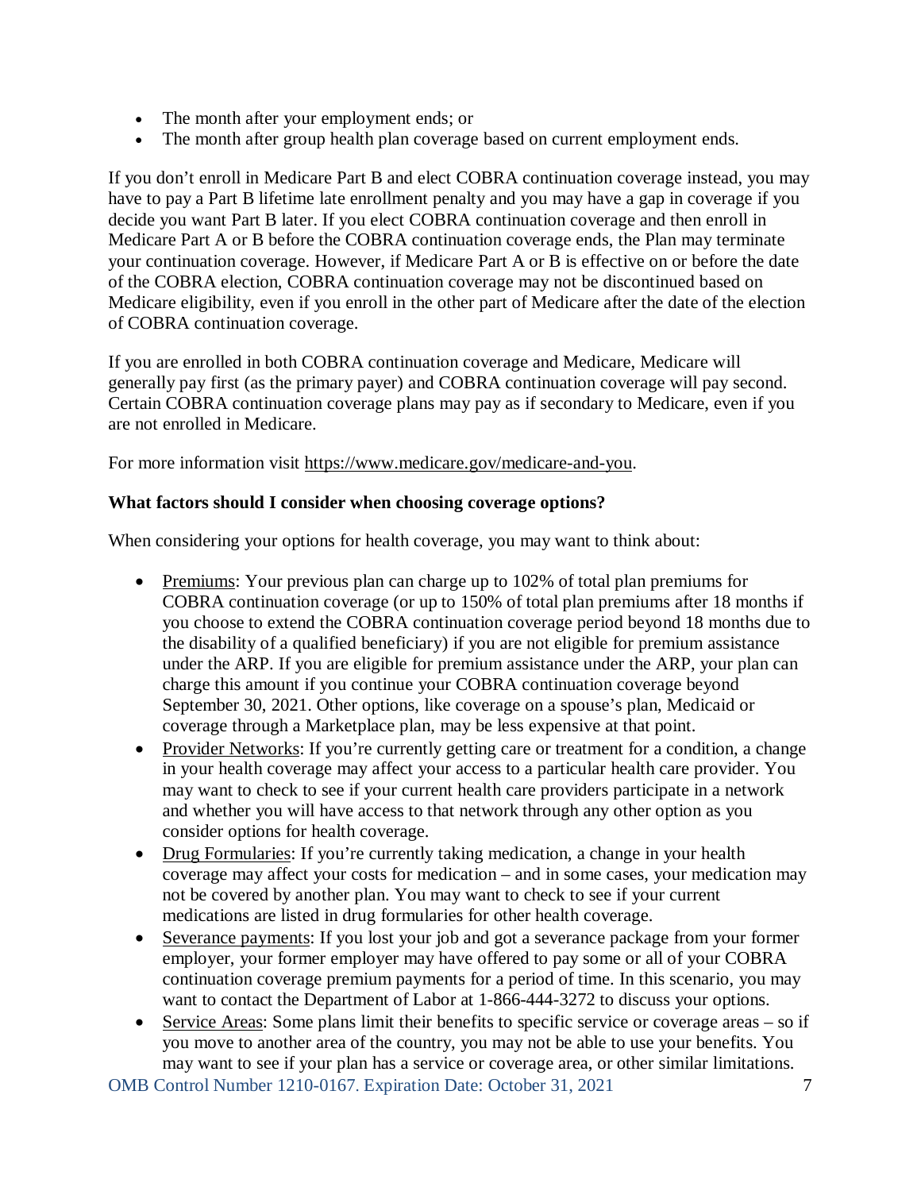- The month after your employment ends; or
- The month after group health plan coverage based on current employment ends.

If you don't enroll in Medicare Part B and elect COBRA continuation coverage instead, you may have to pay a Part B lifetime late enrollment penalty and you may have a gap in coverage if you decide you want Part B later. If you elect COBRA continuation coverage and then enroll in Medicare Part A or B before the COBRA continuation coverage ends, the Plan may terminate your continuation coverage. However, if Medicare Part A or B is effective on or before the date of the COBRA election, COBRA continuation coverage may not be discontinued based on Medicare eligibility, even if you enroll in the other part of Medicare after the date of the election of COBRA continuation coverage.

If you are enrolled in both COBRA continuation coverage and Medicare, Medicare will generally pay first (as the primary payer) and COBRA continuation coverage will pay second. Certain COBRA continuation coverage plans may pay as if secondary to Medicare, even if you are not enrolled in Medicare.

For more information visit https://www.medicare.gov/medicare-and-you.

**What factors should I consider when choosing coverage options?**

When considering your options for health coverage, you may want to think about:

- Premiums: Your previous plan can charge up to 102% of total plan premiums for COBRA continuation coverage (or up to 150% of total plan premiums after 18 months if you choose to extend the COBRA continuation coverage period beyond 18 months due to the disability of a qualified beneficiary) if you are not eligible for premium assistance under the ARP. If you are eligible for premium assistance under the ARP, your plan can charge this amount if you continue your COBRA continuation coverage beyond September 30, 2021. Other options, like coverage on a spouse's plan, Medicaid or coverage through a Marketplace plan, may be less expensive at that point.
- Provider Networks: If you're currently getting care or treatment for a condition, a change in your health coverage may affect your access to a particular health care provider. You may want to check to see if your current health care providers participate in a network and whether you will have access to that network through any other option as you consider options for health coverage.
- Drug Formularies: If you're currently taking medication, a change in your health coverage may affect your costs for medication – and in some cases, your medication may not be covered by another plan. You may want to check to see if your current medications are listed in drug formularies for other health coverage.
- Severance payments: If you lost your job and got a severance package from your former employer, your former employer may have offered to pay some or all of your COBRA continuation coverage premium payments for a period of time. In this scenario, you may want to contact the Department of Labor at 1-866-444-3272 to discuss your options.
- Service Areas: Some plans limit their benefits to specific service or coverage areas – so if you move to another area of the country, you may not be able to use your benefits. You may want to see if your plan has a service or coverage area, or other similar limitations.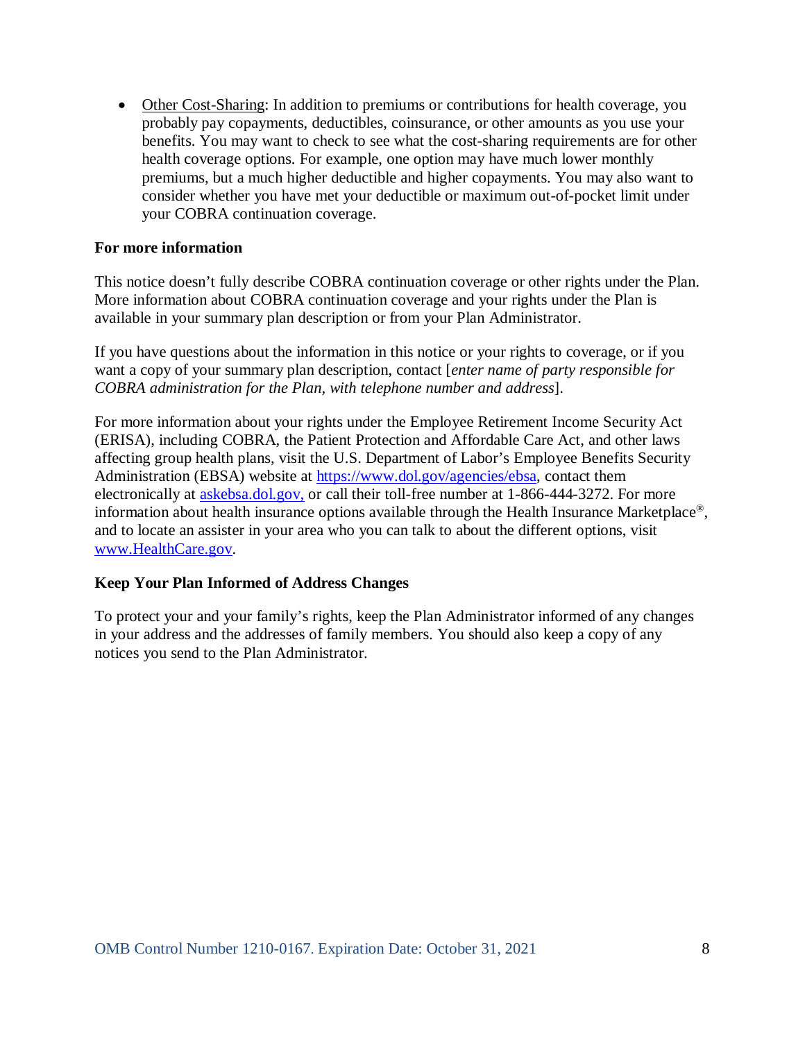- Other Cost-Sharing: In addition to premiums or contributions for health coverage, you probably pay copayments, deductibles, coinsurance, or other amounts as you use your benefits. You may want to check to see what the cost-sharing requirements are for other health coverage options. For example, one option may have much lower monthly premiums, but a much higher deductible and higher copayments. You may also want to consider whether you have met your deductible or maximum out-of-pocket limit under your COBRA continuation coverage.

**For more information**

This notice doesn't fully describe COBRA continuation coverage or other rights under the Plan. More information about COBRA continuation coverage and your rights under the Plan is available in your summary plan description or from your Plan Administrator.

If you have questions about the information in this notice or your rights to coverage, or if you want a copy of your summary plan description, contact [*enter name of party responsible for COBRA administration for the Plan, with telephone number and address*].

For more information about your rights under the Employee Retirement Income Security Act (ERISA), including COBRA, the Patient Protection and Affordable Care Act, and other laws affecting group health plans, visit the U.S. Department of Labor's Employee Benefits Security Administration (EBSA) website at [https://www.dol.gov/agencies/ebsa](https://www.dol.gov/agencies/ebsa), contact them electronically at [askebsa.dol.gov,](https://askebsa.dol.gov) or call their toll-free number at 1-866-444-3272. For more information about health insurance options available through the Health Insurance Marketplace®, and to locate an assister in your area who you can talk to about the different options, visit [www.HealthCare.gov](https://www.HealthCare.gov).

**Keep Your Plan Informed of Address Changes**

To protect your and your family's rights, keep the Plan Administrator informed of any changes in your address and the addresses of family members. You should also keep a copy of any notices you send to the Plan Administrator.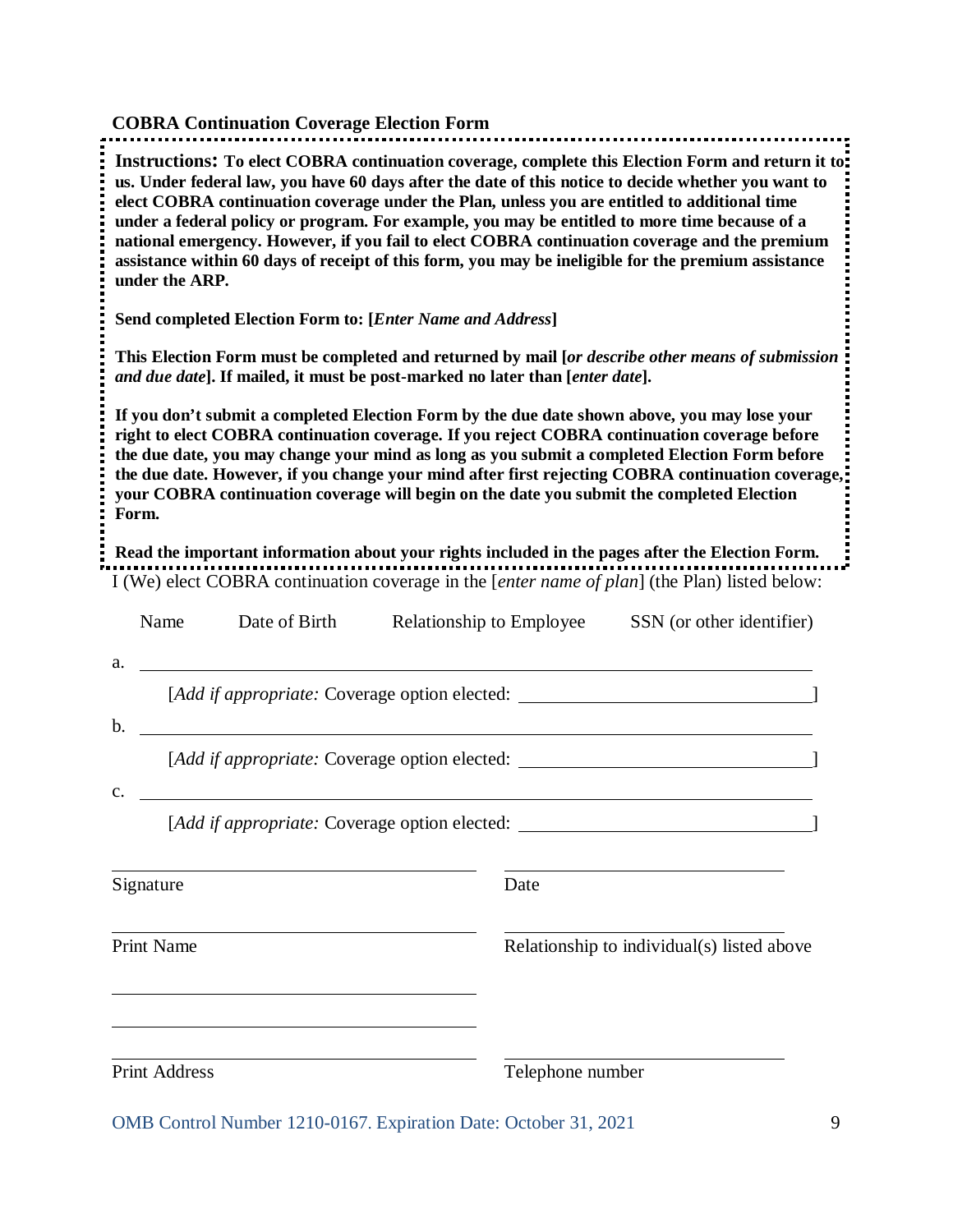**COBRA Continuation Coverage Election Form**

**Instructions: To elect COBRA continuation coverage, complete this Election Form and return it to us. Under federal law, you have 60 days after the date of this notice to decide whether you want to elect COBRA continuation coverage under the Plan, unless you are entitled to additional time under a federal policy or program. For example, you may be entitled to more time because of a national emergency. However, if you fail to elect COBRA continuation coverage and the premium assistance within 60 days of receipt of this form, you may be ineligible for the premium assistance under the ARP.**

**Send completed Election Form to: [*Enter Name and Address*]**

**This Election Form must be completed and returned by mail [*or describe other means of submission and due date*]. If mailed, it must be post-marked no later than [*enter date*].**

**If you don't submit a completed Election Form by the due date shown above, you may lose your right to elect COBRA continuation coverage. If you reject COBRA continuation coverage before the due date, you may change your mind as long as you submit a completed Election Form before the due date. However, if you change your mind after first rejecting COBRA continuation coverage, your COBRA continuation coverage will begin on the date you submit the completed Election Form.**

**Read the important information about your rights included in the pages after the Election Form.**

I (We) elect COBRA continuation coverage in the [*enter name of plan*] (the Plan) listed below:

| | Name | Date of Birth | Relationship to Employee | SSN (or other identifier) |
|---|---|---|---|---|
| a. | | | | |
| | [*Add if appropriate:* Coverage option elected: ______] | | | |
| b. | | | | |
| | [*Add if appropriate:* Coverage option elected: ______] | | | |
| c. | | | | |
| | [*Add if appropriate:* Coverage option elected: ______] | | | |

______________________________ &nbsp;&nbsp;&nbsp; ______________________________
Signature &nbsp;&nbsp;&nbsp; Date

______________________________ &nbsp;&nbsp;&nbsp; ______________________________
Print Name &nbsp;&nbsp;&nbsp; Relationship to individual(s) listed above

______________________________

______________________________

______________________________ &nbsp;&nbsp;&nbsp; ______________________________
Print Address &nbsp;&nbsp;&nbsp; Telephone number

OMB Control Number 1210-0167. Expiration Date: October 31, 2021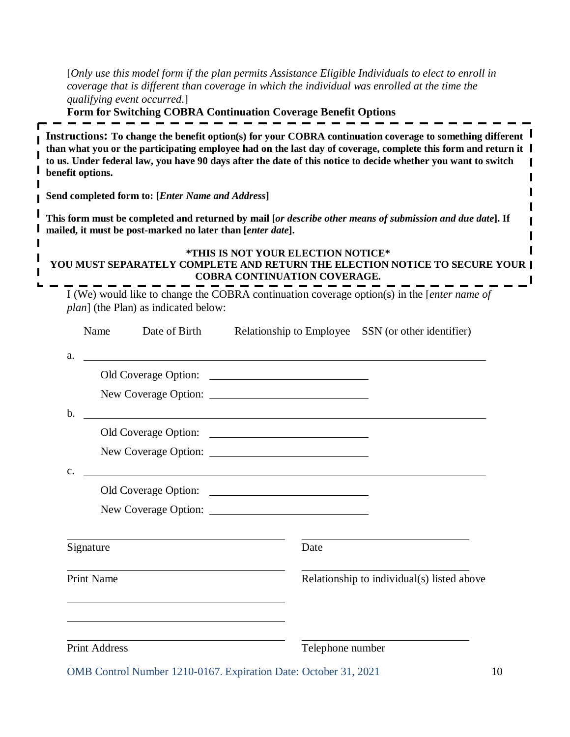[*Only use this model form if the plan permits Assistance Eligible Individuals to elect to enroll in coverage that is different than coverage in which the individual was enrolled at the time the qualifying event occurred.*]

**Form for Switching COBRA Continuation Coverage Benefit Options**

**Instructions: To change the benefit option(s) for your COBRA continuation coverage to something different than what you or the participating employee had on the last day of coverage, complete this form and return it to us. Under federal law, you have 90 days after the date of this notice to decide whether you want to switch benefit options.**

**Send completed form to: [*Enter Name and Address*]**

**This form must be completed and returned by mail [*or describe other means of submission and due date*]. If mailed, it must be post-marked no later than [*enter date*].**

**\*THIS IS NOT YOUR ELECTION NOTICE\***
**YOU MUST SEPARATELY COMPLETE AND RETURN THE ELECTION NOTICE TO SECURE YOUR COBRA CONTINUATION COVERAGE.**

I (We) would like to change the COBRA continuation coverage option(s) in the [*enter name of plan*] (the Plan) as indicated below:

Name &nbsp;&nbsp; Date of Birth &nbsp;&nbsp; Relationship to Employee &nbsp;&nbsp; SSN (or other identifier)

a. ______________________________________________

Old Coverage Option: ______________________

New Coverage Option: ______________________

b. ______________________________________________

Old Coverage Option: ______________________

New Coverage Option: ______________________

c. ______________________________________________

Old Coverage Option: ______________________

New Coverage Option: ______________________

______________________ &nbsp;&nbsp; ______________________

Signature &nbsp;&nbsp; Date

______________________ &nbsp;&nbsp; ______________________

Print Name &nbsp;&nbsp; Relationship to individual(s) listed above

______________________

______________________

______________________ &nbsp;&nbsp; ______________________

Print Address &nbsp;&nbsp; Telephone number

OMB Control Number 1210-0167. Expiration Date: October 31, 2021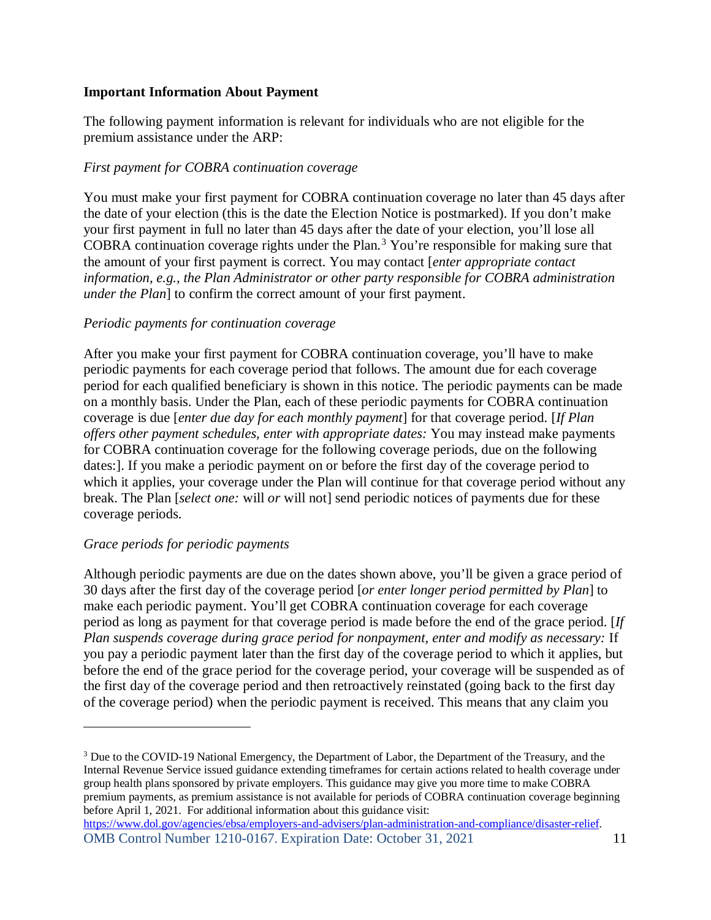**Important Information About Payment**

The following payment information is relevant for individuals who are not eligible for the premium assistance under the ARP:

*First payment for COBRA continuation coverage*

You must make your first payment for COBRA continuation coverage no later than 45 days after the date of your election (this is the date the Election Notice is postmarked). If you don't make your first payment in full no later than 45 days after the date of your election, you'll lose all COBRA continuation coverage rights under the Plan.[3] You're responsible for making sure that the amount of your first payment is correct. You may contact [*enter appropriate contact information, e.g., the Plan Administrator or other party responsible for COBRA administration under the Plan*] to confirm the correct amount of your first payment.

*Periodic payments for continuation coverage*

After you make your first payment for COBRA continuation coverage, you'll have to make periodic payments for each coverage period that follows. The amount due for each coverage period for each qualified beneficiary is shown in this notice. The periodic payments can be made on a monthly basis. Under the Plan, each of these periodic payments for COBRA continuation coverage is due [*enter due day for each monthly payment*] for that coverage period. [*If Plan offers other payment schedules, enter with appropriate dates:* You may instead make payments for COBRA continuation coverage for the following coverage periods, due on the following dates:]. If you make a periodic payment on or before the first day of the coverage period to which it applies, your coverage under the Plan will continue for that coverage period without any break. The Plan [*select one:* will *or* will not] send periodic notices of payments due for these coverage periods.

*Grace periods for periodic payments*

Although periodic payments are due on the dates shown above, you'll be given a grace period of 30 days after the first day of the coverage period [*or enter longer period permitted by Plan*] to make each periodic payment. You'll get COBRA continuation coverage for each coverage period as long as payment for that coverage period is made before the end of the grace period. [*If Plan suspends coverage during grace period for nonpayment, enter and modify as necessary:* If you pay a periodic payment later than the first day of the coverage period to which it applies, but before the end of the grace period for the coverage period, your coverage will be suspended as of the first day of the coverage period and then retroactively reinstated (going back to the first day of the coverage period) when the periodic payment is received. This means that any claim you

[3] Due to the COVID-19 National Emergency, the Department of Labor, the Department of the Treasury, and the Internal Revenue Service issued guidance extending timeframes for certain actions related to health coverage under group health plans sponsored by private employers. This guidance may give you more time to make COBRA premium payments, as premium assistance is not available for periods of COBRA continuation coverage beginning before April 1, 2021. For additional information about this guidance visit: https://www.dol.gov/agencies/ebsa/employers-and-advisers/plan-administration-and-compliance/disaster-relief.

OMB Control Number 1210-0167. Expiration Date: October 31, 2021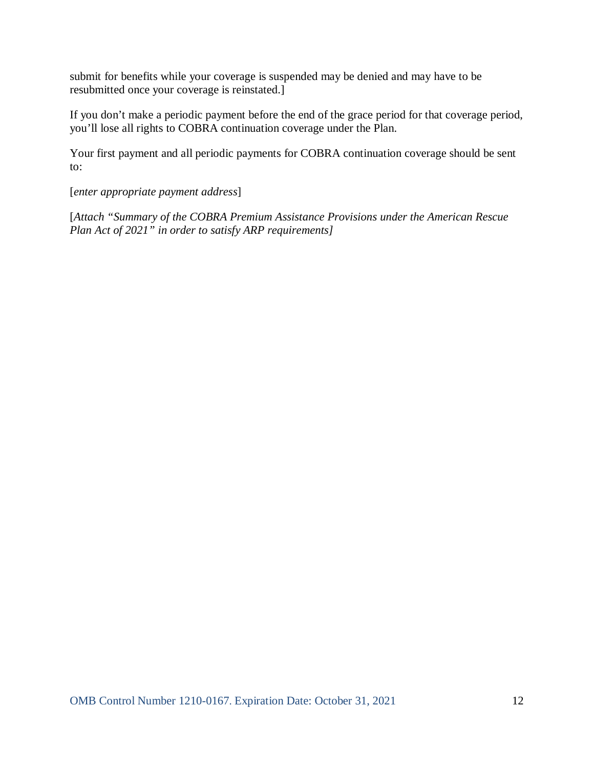submit for benefits while your coverage is suspended may be denied and may have to be resubmitted once your coverage is reinstated.]

If you don't make a periodic payment before the end of the grace period for that coverage period, you'll lose all rights to COBRA continuation coverage under the Plan.

Your first payment and all periodic payments for COBRA continuation coverage should be sent to:

[*enter appropriate payment address*]

[*Attach "Summary of the COBRA Premium Assistance Provisions under the American Rescue Plan Act of 2021" in order to satisfy ARP requirements]*